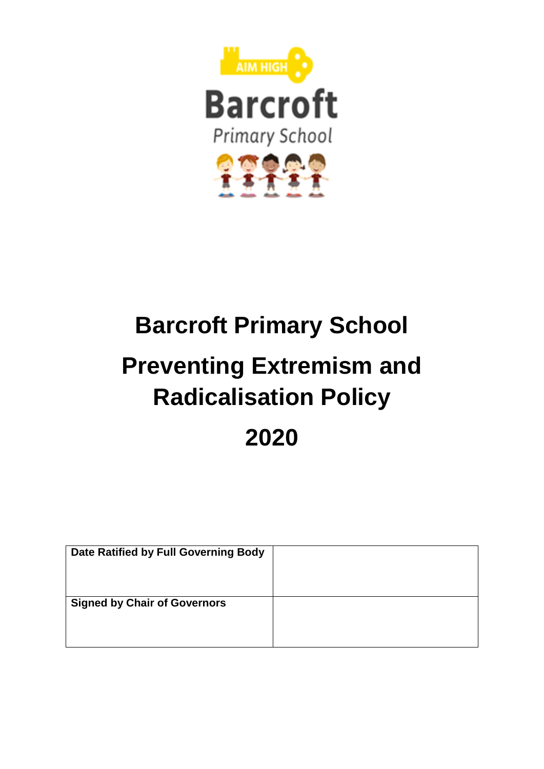AIM HIGH

Barcroft

Primary School

# Barcroft Primary School

# Preventing Extremism and Radicalisation Policy

# 2020

| Date Ratified by Full Governing Body | |
| --- | --- |
| Signed by Chair of Governors | |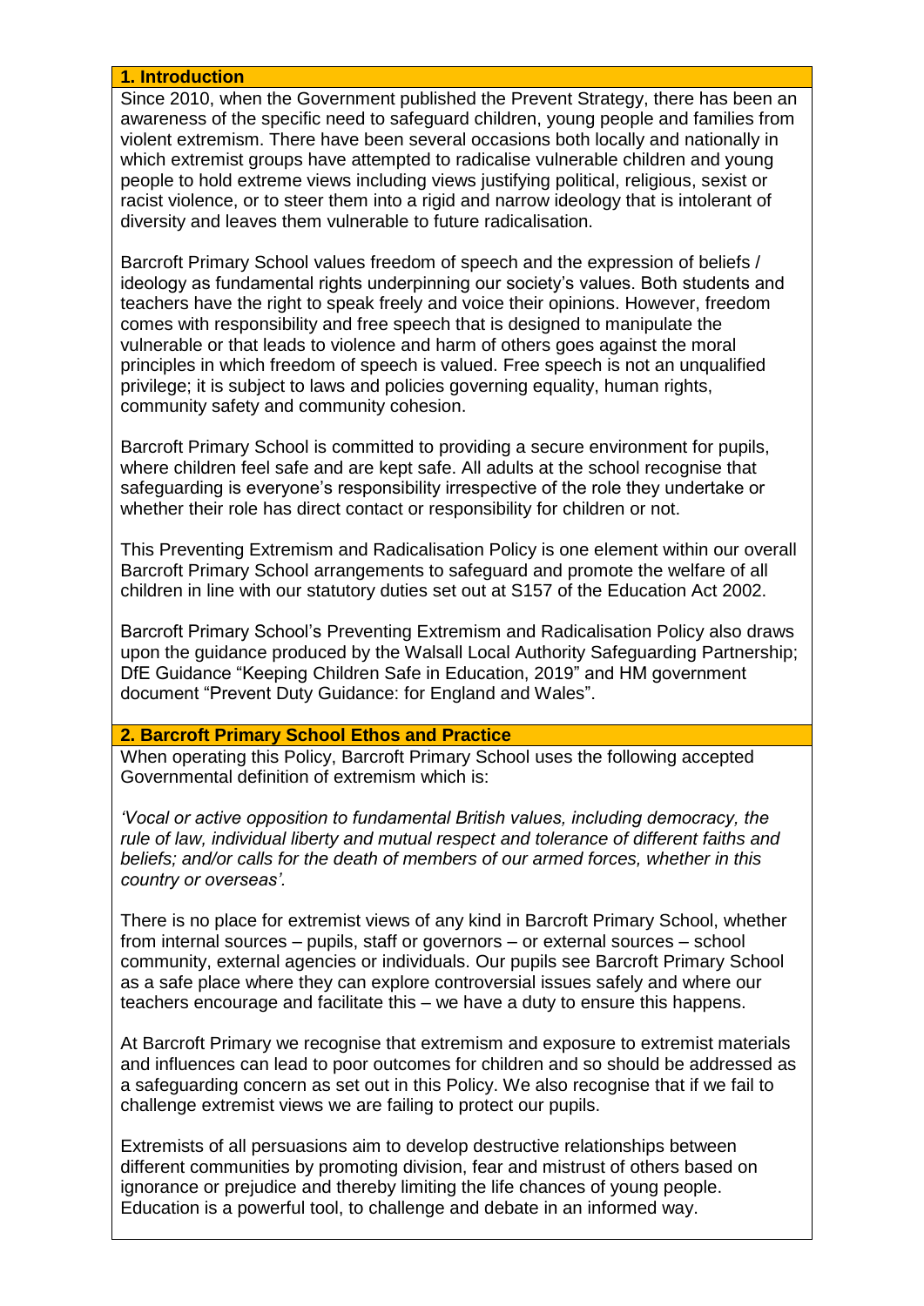## 1. Introduction

Since 2010, when the Government published the Prevent Strategy, there has been an awareness of the specific need to safeguard children, young people and families from violent extremism. There have been several occasions both locally and nationally in which extremist groups have attempted to radicalise vulnerable children and young people to hold extreme views including views justifying political, religious, sexist or racist violence, or to steer them into a rigid and narrow ideology that is intolerant of diversity and leaves them vulnerable to future radicalisation.

Barcroft Primary School values freedom of speech and the expression of beliefs / ideology as fundamental rights underpinning our society's values. Both students and teachers have the right to speak freely and voice their opinions. However, freedom comes with responsibility and free speech that is designed to manipulate the vulnerable or that leads to violence and harm of others goes against the moral principles in which freedom of speech is valued. Free speech is not an unqualified privilege; it is subject to laws and policies governing equality, human rights, community safety and community cohesion.

Barcroft Primary School is committed to providing a secure environment for pupils, where children feel safe and are kept safe. All adults at the school recognise that safeguarding is everyone's responsibility irrespective of the role they undertake or whether their role has direct contact or responsibility for children or not.

This Preventing Extremism and Radicalisation Policy is one element within our overall Barcroft Primary School arrangements to safeguard and promote the welfare of all children in line with our statutory duties set out at S157 of the Education Act 2002.

Barcroft Primary School's Preventing Extremism and Radicalisation Policy also draws upon the guidance produced by the Walsall Local Authority Safeguarding Partnership; DfE Guidance "Keeping Children Safe in Education, 2019" and HM government document "Prevent Duty Guidance: for England and Wales".

## 2. Barcroft Primary School Ethos and Practice

When operating this Policy, Barcroft Primary School uses the following accepted Governmental definition of extremism which is:

*'Vocal or active opposition to fundamental British values, including democracy, the rule of law, individual liberty and mutual respect and tolerance of different faiths and beliefs; and/or calls for the death of members of our armed forces, whether in this country or overseas'.*

There is no place for extremist views of any kind in Barcroft Primary School, whether from internal sources – pupils, staff or governors – or external sources – school community, external agencies or individuals. Our pupils see Barcroft Primary School as a safe place where they can explore controversial issues safely and where our teachers encourage and facilitate this – we have a duty to ensure this happens.

At Barcroft Primary we recognise that extremism and exposure to extremist materials and influences can lead to poor outcomes for children and so should be addressed as a safeguarding concern as set out in this Policy. We also recognise that if we fail to challenge extremist views we are failing to protect our pupils.

Extremists of all persuasions aim to develop destructive relationships between different communities by promoting division, fear and mistrust of others based on ignorance or prejudice and thereby limiting the life chances of young people. Education is a powerful tool, to challenge and debate in an informed way.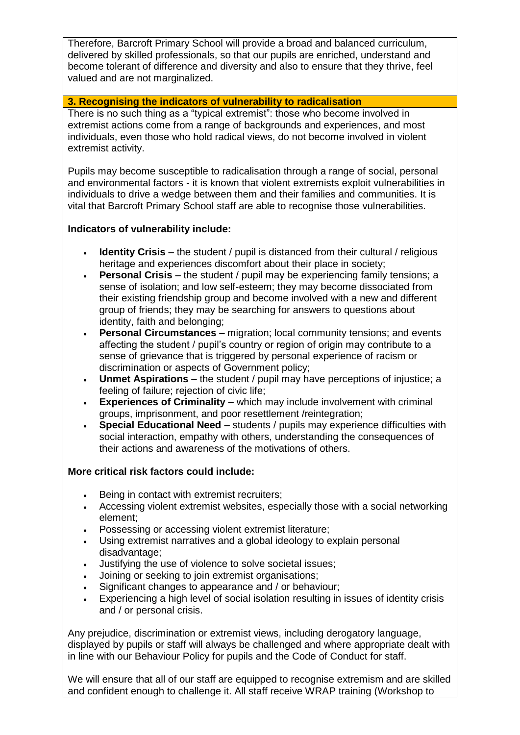Therefore, Barcroft Primary School will provide a broad and balanced curriculum, delivered by skilled professionals, so that our pupils are enriched, understand and become tolerant of difference and diversity and also to ensure that they thrive, feel valued and are not marginalized.

## 3. Recognising the indicators of vulnerability to radicalisation

There is no such thing as a "typical extremist": those who become involved in extremist actions come from a range of backgrounds and experiences, and most individuals, even those who hold radical views, do not become involved in violent extremist activity.

Pupils may become susceptible to radicalisation through a range of social, personal and environmental factors - it is known that violent extremists exploit vulnerabilities in individuals to drive a wedge between them and their families and communities. It is vital that Barcroft Primary School staff are able to recognise those vulnerabilities.

**Indicators of vulnerability include:**

- **Identity Crisis** – the student / pupil is distanced from their cultural / religious heritage and experiences discomfort about their place in society;
- **Personal Crisis** – the student / pupil may be experiencing family tensions; a sense of isolation; and low self-esteem; they may become dissociated from their existing friendship group and become involved with a new and different group of friends; they may be searching for answers to questions about identity, faith and belonging;
- **Personal Circumstances** – migration; local community tensions; and events affecting the student / pupil's country or region of origin may contribute to a sense of grievance that is triggered by personal experience of racism or discrimination or aspects of Government policy;
- **Unmet Aspirations** – the student / pupil may have perceptions of injustice; a feeling of failure; rejection of civic life;
- **Experiences of Criminality** – which may include involvement with criminal groups, imprisonment, and poor resettlement /reintegration;
- **Special Educational Need** – students / pupils may experience difficulties with social interaction, empathy with others, understanding the consequences of their actions and awareness of the motivations of others.

**More critical risk factors could include:**

- Being in contact with extremist recruiters;
- Accessing violent extremist websites, especially those with a social networking element;
- Possessing or accessing violent extremist literature;
- Using extremist narratives and a global ideology to explain personal disadvantage;
- Justifying the use of violence to solve societal issues;
- Joining or seeking to join extremist organisations;
- Significant changes to appearance and / or behaviour;
- Experiencing a high level of social isolation resulting in issues of identity crisis and / or personal crisis.

Any prejudice, discrimination or extremist views, including derogatory language, displayed by pupils or staff will always be challenged and where appropriate dealt with in line with our Behaviour Policy for pupils and the Code of Conduct for staff.

We will ensure that all of our staff are equipped to recognise extremism and are skilled and confident enough to challenge it. All staff receive WRAP training (Workshop to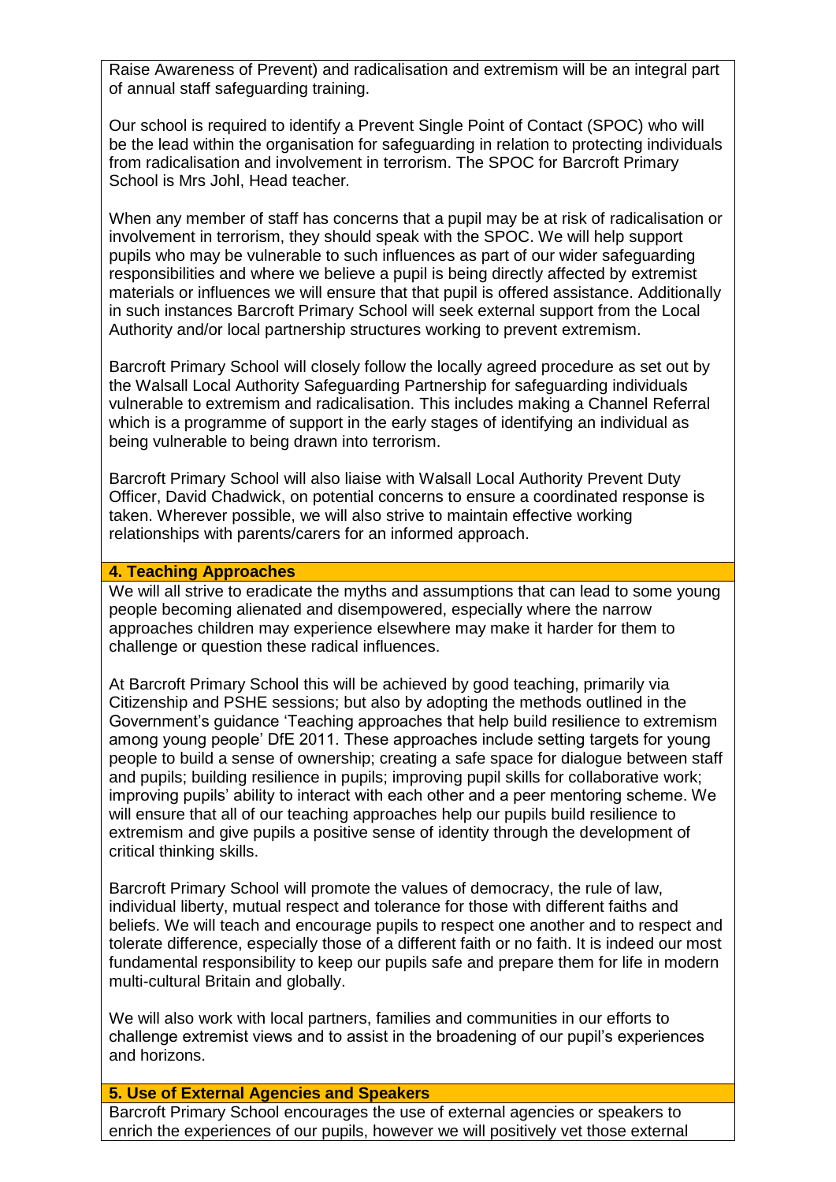Raise Awareness of Prevent) and radicalisation and extremism will be an integral part of annual staff safeguarding training.

Our school is required to identify a Prevent Single Point of Contact (SPOC) who will be the lead within the organisation for safeguarding in relation to protecting individuals from radicalisation and involvement in terrorism. The SPOC for Barcroft Primary School is Mrs Johl, Head teacher.

When any member of staff has concerns that a pupil may be at risk of radicalisation or involvement in terrorism, they should speak with the SPOC. We will help support pupils who may be vulnerable to such influences as part of our wider safeguarding responsibilities and where we believe a pupil is being directly affected by extremist materials or influences we will ensure that that pupil is offered assistance. Additionally in such instances Barcroft Primary School will seek external support from the Local Authority and/or local partnership structures working to prevent extremism.

Barcroft Primary School will closely follow the locally agreed procedure as set out by the Walsall Local Authority Safeguarding Partnership for safeguarding individuals vulnerable to extremism and radicalisation. This includes making a Channel Referral which is a programme of support in the early stages of identifying an individual as being vulnerable to being drawn into terrorism.

Barcroft Primary School will also liaise with Walsall Local Authority Prevent Duty Officer, David Chadwick, on potential concerns to ensure a coordinated response is taken. Wherever possible, we will also strive to maintain effective working relationships with parents/carers for an informed approach.

## 4. Teaching Approaches

We will all strive to eradicate the myths and assumptions that can lead to some young people becoming alienated and disempowered, especially where the narrow approaches children may experience elsewhere may make it harder for them to challenge or question these radical influences.

At Barcroft Primary School this will be achieved by good teaching, primarily via Citizenship and PSHE sessions; but also by adopting the methods outlined in the Government's guidance 'Teaching approaches that help build resilience to extremism among young people' DfE 2011. These approaches include setting targets for young people to build a sense of ownership; creating a safe space for dialogue between staff and pupils; building resilience in pupils; improving pupil skills for collaborative work; improving pupils' ability to interact with each other and a peer mentoring scheme. We will ensure that all of our teaching approaches help our pupils build resilience to extremism and give pupils a positive sense of identity through the development of critical thinking skills.

Barcroft Primary School will promote the values of democracy, the rule of law, individual liberty, mutual respect and tolerance for those with different faiths and beliefs. We will teach and encourage pupils to respect one another and to respect and tolerate difference, especially those of a different faith or no faith. It is indeed our most fundamental responsibility to keep our pupils safe and prepare them for life in modern multi-cultural Britain and globally.

We will also work with local partners, families and communities in our efforts to challenge extremist views and to assist in the broadening of our pupil's experiences and horizons.

## 5. Use of External Agencies and Speakers

Barcroft Primary School encourages the use of external agencies or speakers to enrich the experiences of our pupils, however we will positively vet those external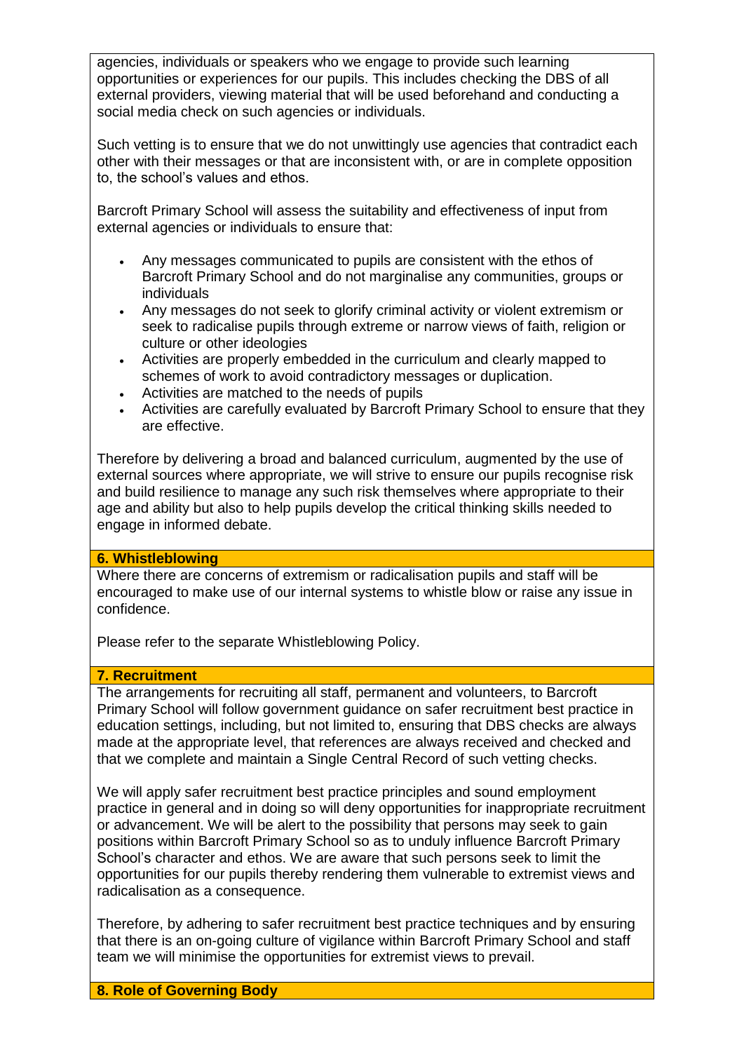agencies, individuals or speakers who we engage to provide such learning opportunities or experiences for our pupils. This includes checking the DBS of all external providers, viewing material that will be used beforehand and conducting a social media check on such agencies or individuals.

Such vetting is to ensure that we do not unwittingly use agencies that contradict each other with their messages or that are inconsistent with, or are in complete opposition to, the school's values and ethos.

Barcroft Primary School will assess the suitability and effectiveness of input from external agencies or individuals to ensure that:

- Any messages communicated to pupils are consistent with the ethos of Barcroft Primary School and do not marginalise any communities, groups or individuals
- Any messages do not seek to glorify criminal activity or violent extremism or seek to radicalise pupils through extreme or narrow views of faith, religion or culture or other ideologies
- Activities are properly embedded in the curriculum and clearly mapped to schemes of work to avoid contradictory messages or duplication.
- Activities are matched to the needs of pupils
- Activities are carefully evaluated by Barcroft Primary School to ensure that they are effective.

Therefore by delivering a broad and balanced curriculum, augmented by the use of external sources where appropriate, we will strive to ensure our pupils recognise risk and build resilience to manage any such risk themselves where appropriate to their age and ability but also to help pupils develop the critical thinking skills needed to engage in informed debate.

## 6. Whistleblowing

Where there are concerns of extremism or radicalisation pupils and staff will be encouraged to make use of our internal systems to whistle blow or raise any issue in confidence.

Please refer to the separate Whistleblowing Policy.

## 7. Recruitment

The arrangements for recruiting all staff, permanent and volunteers, to Barcroft Primary School will follow government guidance on safer recruitment best practice in education settings, including, but not limited to, ensuring that DBS checks are always made at the appropriate level, that references are always received and checked and that we complete and maintain a Single Central Record of such vetting checks.

We will apply safer recruitment best practice principles and sound employment practice in general and in doing so will deny opportunities for inappropriate recruitment or advancement. We will be alert to the possibility that persons may seek to gain positions within Barcroft Primary School so as to unduly influence Barcroft Primary School's character and ethos. We are aware that such persons seek to limit the opportunities for our pupils thereby rendering them vulnerable to extremist views and radicalisation as a consequence.

Therefore, by adhering to safer recruitment best practice techniques and by ensuring that there is an on-going culture of vigilance within Barcroft Primary School and staff team we will minimise the opportunities for extremist views to prevail.

## 8. Role of Governing Body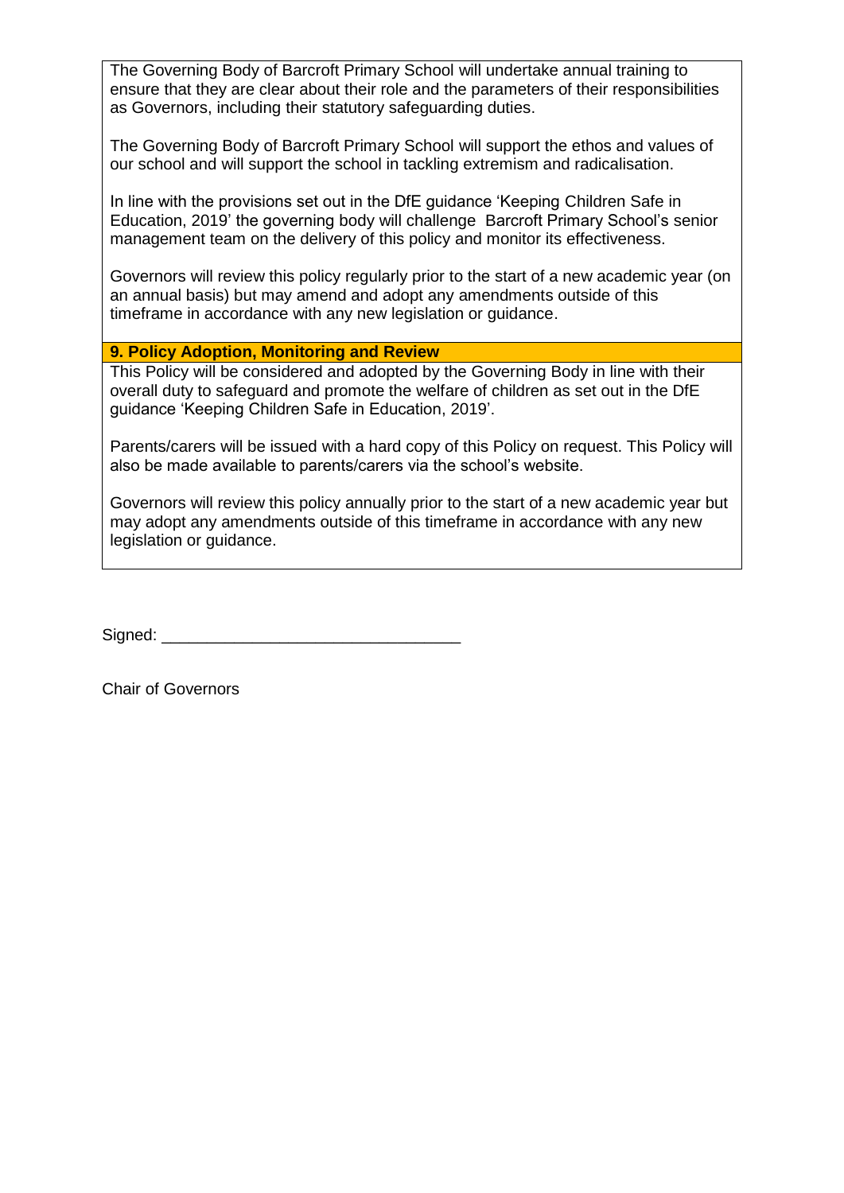The Governing Body of Barcroft Primary School will undertake annual training to ensure that they are clear about their role and the parameters of their responsibilities as Governors, including their statutory safeguarding duties.

The Governing Body of Barcroft Primary School will support the ethos and values of our school and will support the school in tackling extremism and radicalisation.

In line with the provisions set out in the DfE guidance 'Keeping Children Safe in Education, 2019' the governing body will challenge Barcroft Primary School's senior management team on the delivery of this policy and monitor its effectiveness.

Governors will review this policy regularly prior to the start of a new academic year (on an annual basis) but may amend and adopt any amendments outside of this timeframe in accordance with any new legislation or guidance.

## 9. Policy Adoption, Monitoring and Review

This Policy will be considered and adopted by the Governing Body in line with their overall duty to safeguard and promote the welfare of children as set out in the DfE guidance 'Keeping Children Safe in Education, 2019'.

Parents/carers will be issued with a hard copy of this Policy on request. This Policy will also be made available to parents/carers via the school's website.

Governors will review this policy annually prior to the start of a new academic year but may adopt any amendments outside of this timeframe in accordance with any new legislation or guidance.

Signed: _________________________________

Chair of Governors